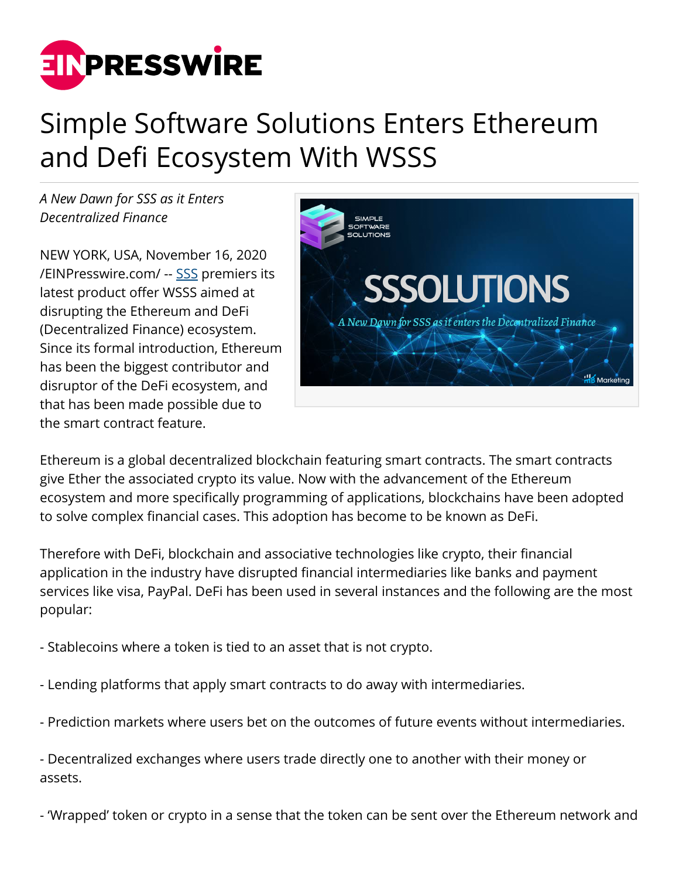# Simple Software Solutions Enters Ethereum and Defi Ecosystem With WSSS

*A New Dawn for SSS as it Enters Decentralized Finance*

NEW YORK, USA, November 16, 2020 /EINPresswire.com/ -- SSS premiers its latest product offer WSSS aimed at disrupting the Ethereum and DeFi (Decentralized Finance) ecosystem. Since its formal introduction, Ethereum has been the biggest contributor and disruptor of the DeFi ecosystem, and that has been made possible due to the smart contract feature.

Ethereum is a global decentralized blockchain featuring smart contracts. The smart contracts give Ether the associated crypto its value. Now with the advancement of the Ethereum ecosystem and more specifically programming of applications, blockchains have been adopted to solve complex financial cases. This adoption has become to be known as DeFi.

Therefore with DeFi, blockchain and associative technologies like crypto, their financial application in the industry have disrupted financial intermediaries like banks and payment services like visa, PayPal. DeFi has been used in several instances and the following are the most popular:

- Stablecoins where a token is tied to an asset that is not crypto.

- Lending platforms that apply smart contracts to do away with intermediaries.

- Prediction markets where users bet on the outcomes of future events without intermediaries.

- Decentralized exchanges where users trade directly one to another with their money or assets.

- 'Wrapped' token or crypto in a sense that the token can be sent over the Ethereum network and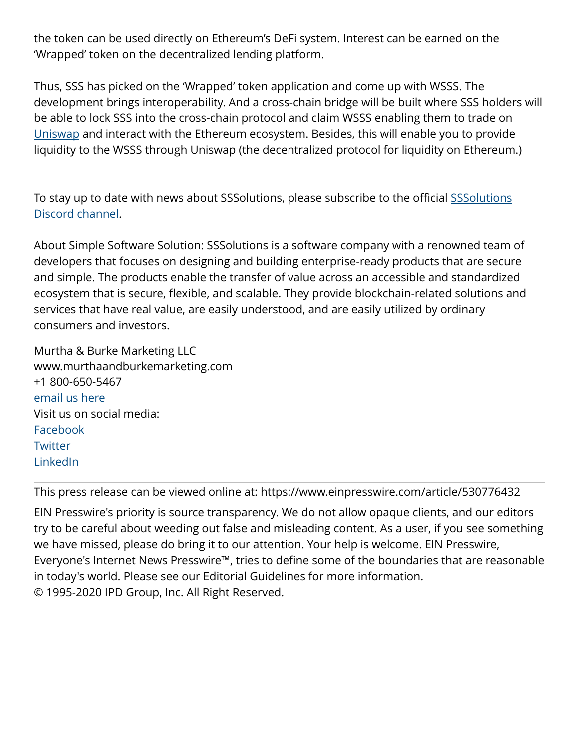the token can be used directly on Ethereum's DeFi system. Interest can be earned on the 'Wrapped' token on the decentralized lending platform.

Thus, SSS has picked on the 'Wrapped' token application and come up with WSSS. The development brings interoperability. And a cross-chain bridge will be built where SSS holders will be able to lock SSS into the cross-chain protocol and claim WSSS enabling them to trade on Uniswap and interact with the Ethereum ecosystem. Besides, this will enable you to provide liquidity to the WSSS through Uniswap (the decentralized protocol for liquidity on Ethereum.)

To stay up to date with news about SSSolutions, please subscribe to the official SSSolutions Discord channel.

About Simple Software Solution: SSSolutions is a software company with a renowned team of developers that focuses on designing and building enterprise-ready products that are secure and simple. The products enable the transfer of value across an accessible and standardized ecosystem that is secure, flexible, and scalable. They provide blockchain-related solutions and services that have real value, are easily understood, and are easily utilized by ordinary consumers and investors.

Murtha & Burke Marketing LLC
www.murthaandburkemarketing.com
+1 800-650-5467
email us here
Visit us on social media:
Facebook
Twitter
LinkedIn

---

This press release can be viewed online at: https://www.einpresswire.com/article/530776432

EIN Presswire's priority is source transparency. We do not allow opaque clients, and our editors try to be careful about weeding out false and misleading content. As a user, if you see something we have missed, please do bring it to our attention. Your help is welcome. EIN Presswire, Everyone's Internet News Presswire™, tries to define some of the boundaries that are reasonable in today's world. Please see our Editorial Guidelines for more information.
© 1995-2020 IPD Group, Inc. All Right Reserved.